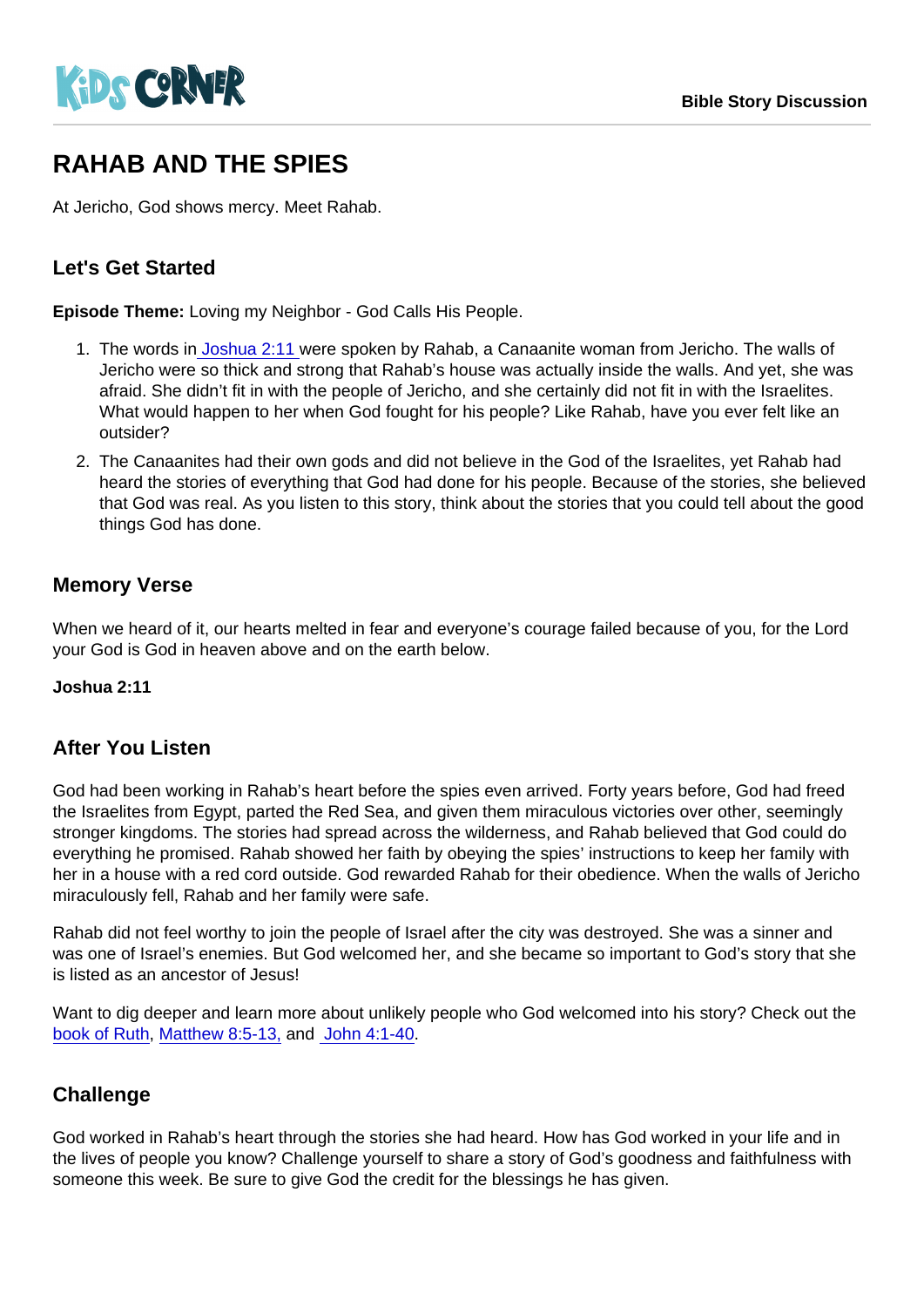KiDS CORNER

Bible Story Discussion

# RAHAB AND THE SPIES

At Jericho, God shows mercy. Meet Rahab.

## Let's Get Started

**Episode Theme:** Loving my Neighbor - God Calls His People.

1. The words in Joshua 2:11 were spoken by Rahab, a Canaanite woman from Jericho. The walls of Jericho were so thick and strong that Rahab's house was actually inside the walls. And yet, she was afraid. She didn't fit in with the people of Jericho, and she certainly did not fit in with the Israelites. What would happen to her when God fought for his people? Like Rahab, have you ever felt like an outsider?
2. The Canaanites had their own gods and did not believe in the God of the Israelites, yet Rahab had heard the stories of everything that God had done for his people. Because of the stories, she believed that God was real. As you listen to this story, think about the stories that you could tell about the good things God has done.

## Memory Verse

When we heard of it, our hearts melted in fear and everyone's courage failed because of you, for the Lord your God is God in heaven above and on the earth below.

**Joshua 2:11**

## After You Listen

God had been working in Rahab's heart before the spies even arrived. Forty years before, God had freed the Israelites from Egypt, parted the Red Sea, and given them miraculous victories over other, seemingly stronger kingdoms. The stories had spread across the wilderness, and Rahab believed that God could do everything he promised. Rahab showed her faith by obeying the spies' instructions to keep her family with her in a house with a red cord outside. God rewarded Rahab for their obedience. When the walls of Jericho miraculously fell, Rahab and her family were safe.

Rahab did not feel worthy to join the people of Israel after the city was destroyed. She was a sinner and was one of Israel's enemies. But God welcomed her, and she became so important to God's story that she is listed as an ancestor of Jesus!

Want to dig deeper and learn more about unlikely people who God welcomed into his story? Check out the book of Ruth, Matthew 8:5-13, and John 4:1-40.

## Challenge

God worked in Rahab's heart through the stories she had heard. How has God worked in your life and in the lives of people you know? Challenge yourself to share a story of God's goodness and faithfulness with someone this week. Be sure to give God the credit for the blessings he has given.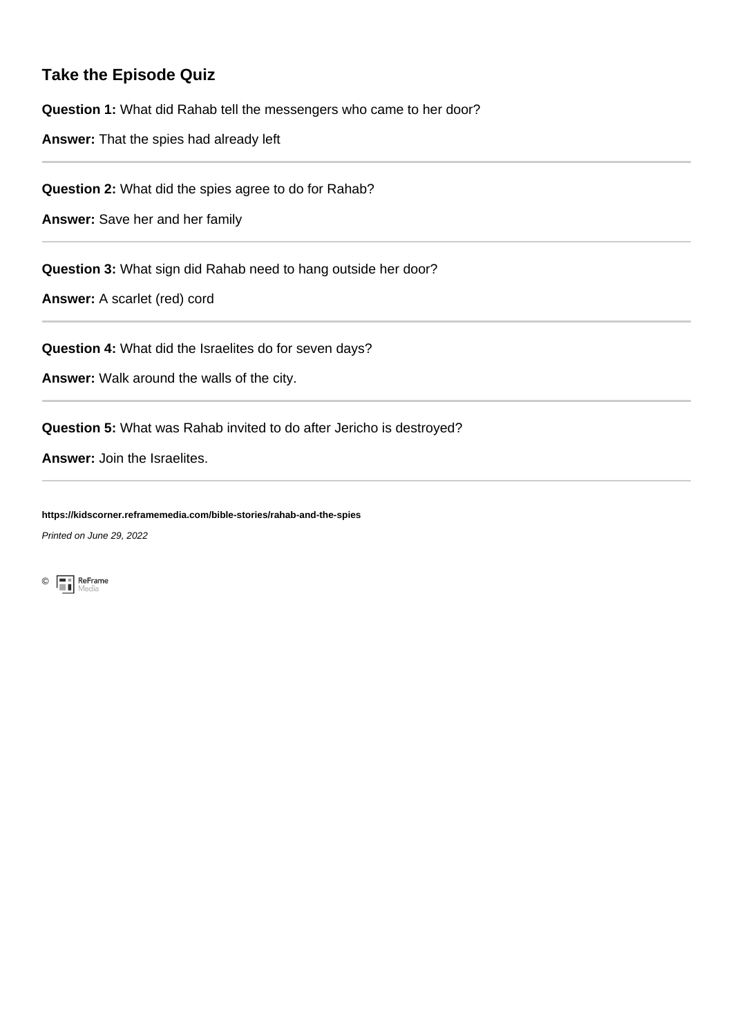## Take the Episode Quiz

**Question 1:** What did Rahab tell the messengers who came to her door?

**Answer:** That the spies had already left

---

**Question 2:** What did the spies agree to do for Rahab?

**Answer:** Save her and her family

---

**Question 3:** What sign did Rahab need to hang outside her door?

**Answer:** A scarlet (red) cord

---

**Question 4:** What did the Israelites do for seven days?

**Answer:** Walk around the walls of the city.

---

**Question 5:** What was Rahab invited to do after Jericho is destroyed?

**Answer:** Join the Israelites.

---

**https://kidscorner.reframemedia.com/bible-stories/rahab-and-the-spies**

*Printed on June 29, 2022*

© ReFrame Media